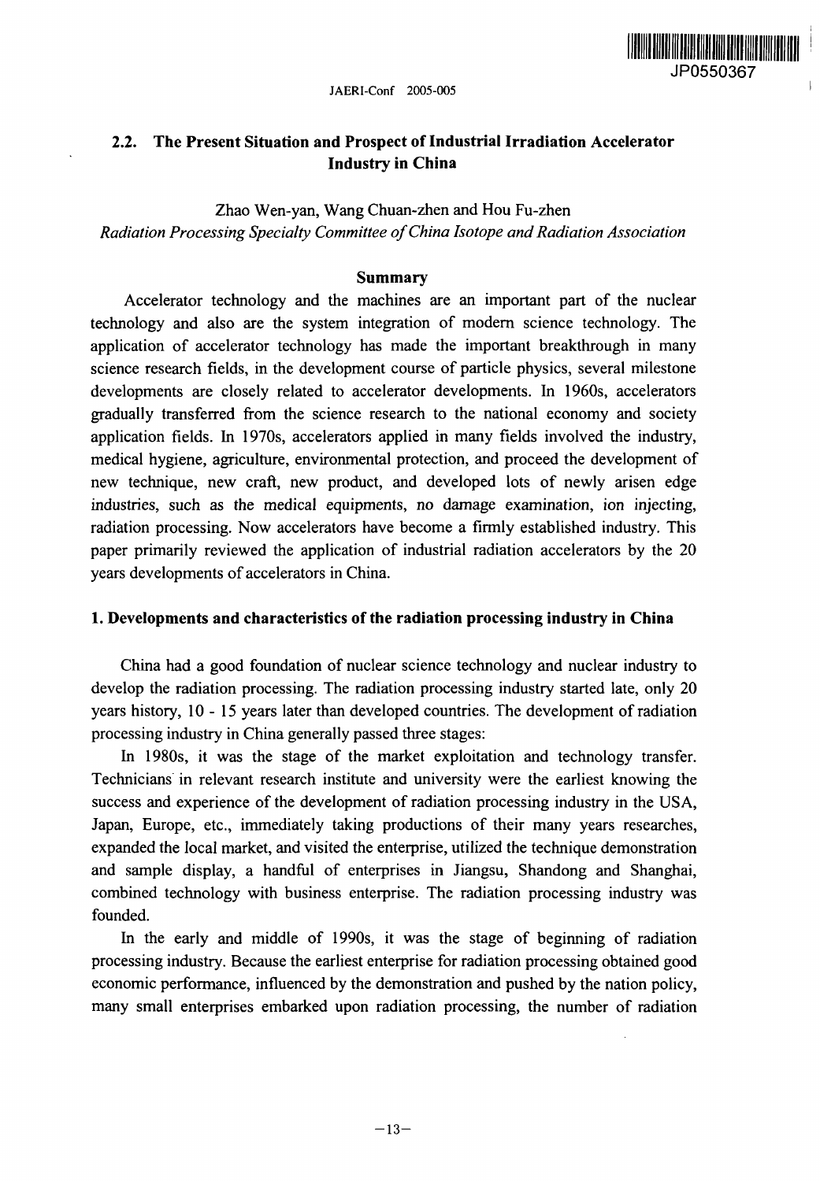## 2.2. The Present Situation and Prospect of Industrial Irradiation Accelerator Industry in China

Zhao Wen-yan, Wang Chuan-zhen and Hou Fu-zhen

*Radiation Processing Specialty Committee of China Isotope and Radiation Association*

### Summary

Accelerator technology and the machines are an important part of the nuclear technology and also are the system integration of modern science technology. The application of accelerator technology has made the important breakthrough in many science research fields, in the development course of particle physics, several milestone developments are closely related to accelerator developments. In 1960s, accelerators gradually transferred from the science research to the national economy and society application fields. In 1970s, accelerators applied in many fields involved the industry, medical hygiene, agriculture, environmental protection, and proceed the development of new technique, new craft, new product, and developed lots of newly arisen edge industries, such as the medical equipments, no damage examination, ion injecting, radiation processing. Now accelerators have become a firmly established industry. This paper primarily reviewed the application of industrial radiation accelerators by the 20 years developments of accelerators in China.

### 1. Developments and characteristics of the radiation processing industry in China

China had a good foundation of nuclear science technology and nuclear industry to develop the radiation processing. The radiation processing industry started late, only 20 years history, 10 - 15 years later than developed countries. The development of radiation processing industry in China generally passed three stages:

In 1980s, it was the stage of the market exploitation and technology transfer. Technicians in relevant research institute and university were the earliest knowing the success and experience of the development of radiation processing industry in the USA, Japan, Europe, etc., immediately taking productions of their many years researches, expanded the local market, and visited the enterprise, utilized the technique demonstration and sample display, a handful of enterprises in Jiangsu, Shandong and Shanghai, combined technology with business enterprise. The radiation processing industry was founded.

In the early and middle of 1990s, it was the stage of beginning of radiation processing industry. Because the earliest enterprise for radiation processing obtained good economic performance, influenced by the demonstration and pushed by the nation policy, many small enterprises embarked upon radiation processing, the number of radiation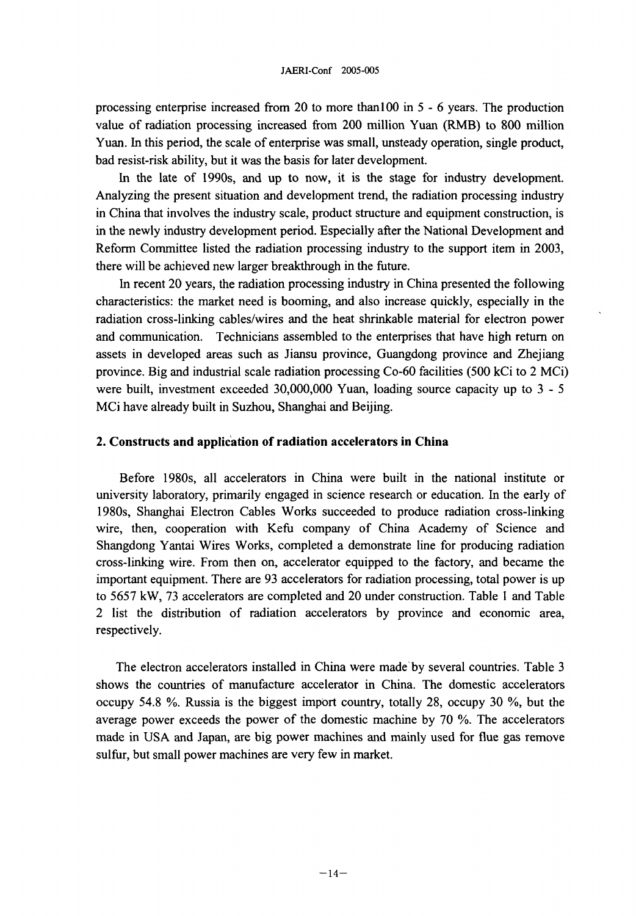processing enterprise increased from 20 to more than100 in 5 - 6 years. The production value of radiation processing increased from 200 million Yuan (RMB) to 800 million Yuan. In this period, the scale of enterprise was small, unsteady operation, single product, bad resist-risk ability, but it was the basis for later development.

In the late of 1990s, and up to now, it is the stage for industry development. Analyzing the present situation and development trend, the radiation processing industry in China that involves the industry scale, product structure and equipment construction, is in the newly industry development period. Especially after the National Development and Reform Committee listed the radiation processing industry to the support item in 2003, there will be achieved new larger breakthrough in the future.

In recent 20 years, the radiation processing industry in China presented the following characteristics: the market need is booming, and also increase quickly, especially in the radiation cross-linking cables/wires and the heat shrinkable material for electron power and communication. Technicians assembled to the enterprises that have high return on assets in developed areas such as Jiansu province, Guangdong province and Zhejiang province. Big and industrial scale radiation processing Co-60 facilities (500 kCi to 2 MCi) were built, investment exceeded 30,000,000 Yuan, loading source capacity up to 3 - 5 MCi have already built in Suzhou, Shanghai and Beijing.

## 2. Constructs and application of radiation accelerators in China

Before 1980s, all accelerators in China were built in the national institute or university laboratory, primarily engaged in science research or education. In the early of 1980s, Shanghai Electron Cables Works succeeded to produce radiation cross-linking wire, then, cooperation with Kefu company of China Academy of Science and Shangdong Yantai Wires Works, completed a demonstrate line for producing radiation cross-linking wire. From then on, accelerator equipped to the factory, and became the important equipment. There are 93 accelerators for radiation processing, total power is up to 5657 kW, 73 accelerators are completed and 20 under construction. Table 1 and Table 2 list the distribution of radiation accelerators by province and economic area, respectively.

The electron accelerators installed in China were made by several countries. Table 3 shows the countries of manufacture accelerator in China. The domestic accelerators occupy 54.8 %. Russia is the biggest import country, totally 28, occupy 30 %, but the average power exceeds the power of the domestic machine by 70 %. The accelerators made in USA and Japan, are big power machines and mainly used for flue gas remove sulfur, but small power machines are very few in market.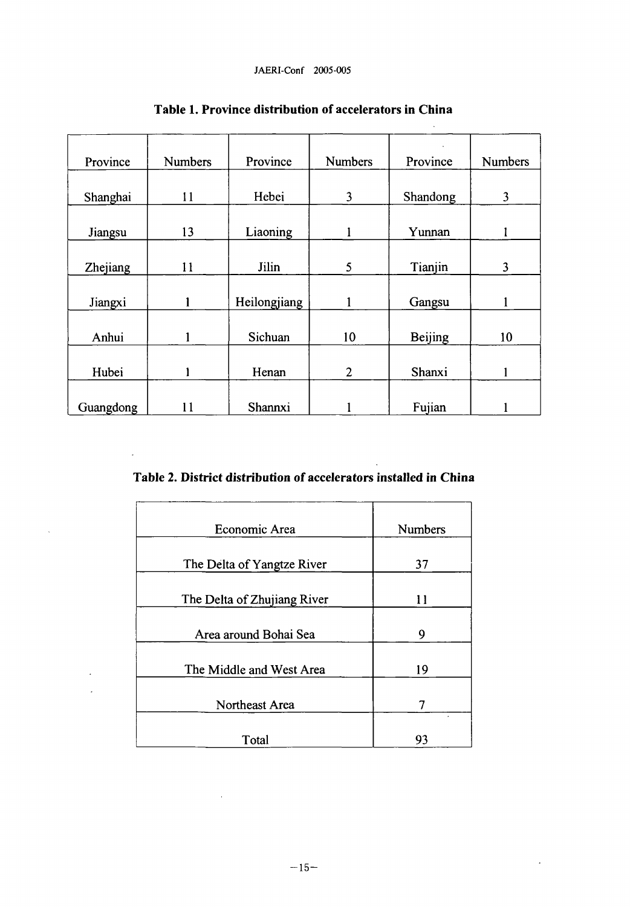**Table 1. Province distribution of accelerators in China**

| Province | Numbers | Province | Numbers | Province | Numbers |
|---|---|---|---|---|---|
| Shanghai | 11 | Hebei | 3 | Shandong | 3 |
| Jiangsu | 13 | Liaoning | 1 | Yunnan | 1 |
| Zhejiang | 11 | Jilin | 5 | Tianjin | 3 |
| Jiangxi | 1 | Heilongjiang | 1 | Gangsu | 1 |
| Anhui | 1 | Sichuan | 10 | Beijing | 10 |
| Hubei | 1 | Henan | 2 | Shanxi | 1 |
| Guangdong | 11 | Shannxi | 1 | Fujian | 1 |

**Table 2. District distribution of accelerators installed in China**

| Economic Area | Numbers |
|---|---|
| The Delta of Yangtze River | 37 |
| The Delta of Zhujiang River | 11 |
| Area around Bohai Sea | 9 |
| The Middle and West Area | 19 |
| Northeast Area | 7 |
| Total | 93 |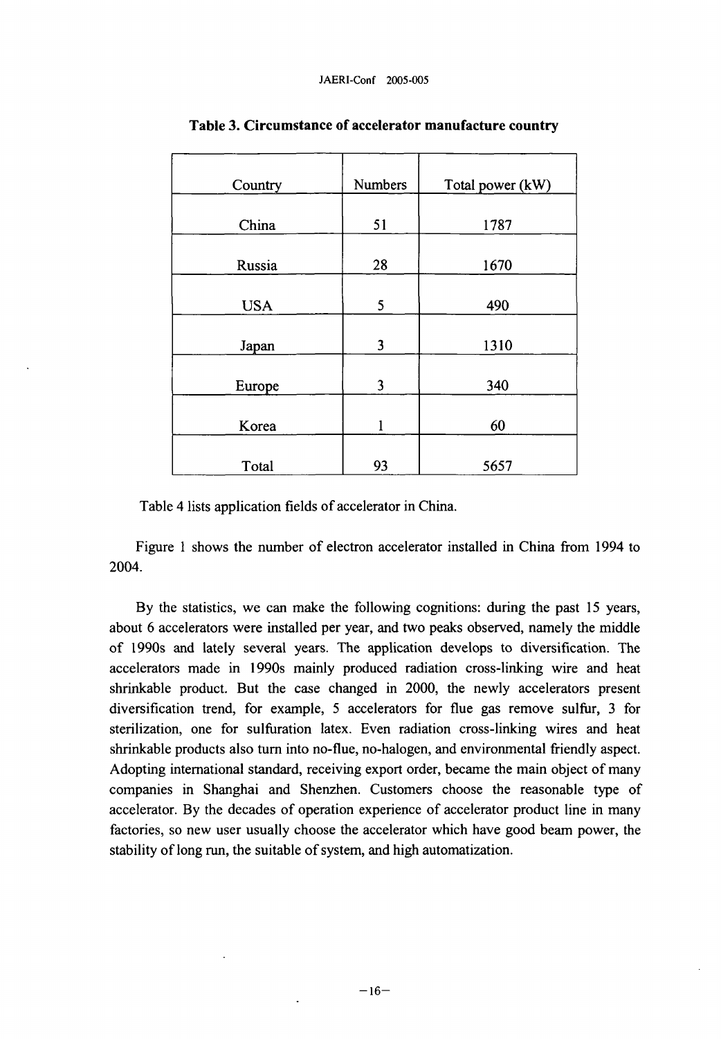**Table 3. Circumstance of accelerator manufacture country**

| Country | Numbers | Total power (kW) |
|---|---|---|
| China | 51 | 1787 |
| Russia | 28 | 1670 |
| USA | 5 | 490 |
| Japan | 3 | 1310 |
| Europe | 3 | 340 |
| Korea | 1 | 60 |
| Total | 93 | 5657 |

Table 4 lists application fields of accelerator in China.

Figure 1 shows the number of electron accelerator installed in China from 1994 to 2004.

By the statistics, we can make the following cognitions: during the past 15 years, about 6 accelerators were installed per year, and two peaks observed, namely the middle of 1990s and lately several years. The application develops to diversification. The accelerators made in 1990s mainly produced radiation cross-linking wire and heat shrinkable product. But the case changed in 2000, the newly accelerators present diversification trend, for example, 5 accelerators for flue gas remove sulfur, 3 for sterilization, one for sulfuration latex. Even radiation cross-linking wires and heat shrinkable products also turn into no-flue, no-halogen, and environmental friendly aspect. Adopting international standard, receiving export order, became the main object of many companies in Shanghai and Shenzhen. Customers choose the reasonable type of accelerator. By the decades of operation experience of accelerator product line in many factories, so new user usually choose the accelerator which have good beam power, the stability of long run, the suitable of system, and high automatization.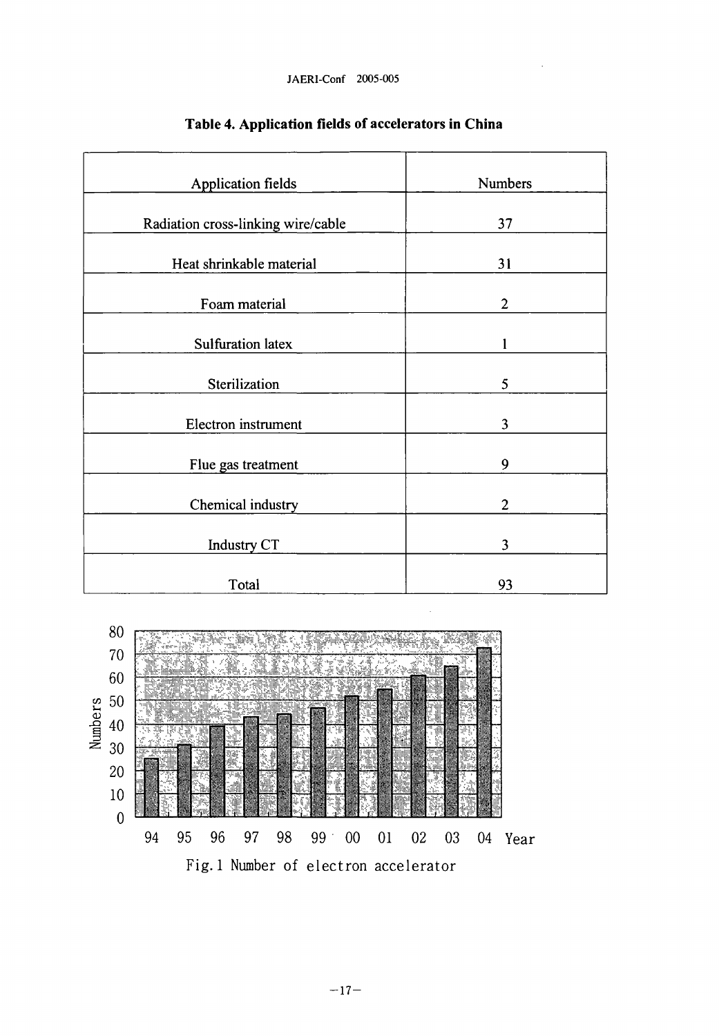**Table 4. Application fields of accelerators in China**

| Application fields | Numbers |
| --- | --- |
| Radiation cross-linking wire/cable | 37 |
| Heat shrinkable material | 31 |
| Foam material | 2 |
| Sulfuration latex | 1 |
| Sterilization | 5 |
| Electron instrument | 3 |
| Flue gas treatment | 9 |
| Chemical industry | 2 |
| Industry CT | 3 |
| Total | 93 |

Fig.1 Number of electron accelerator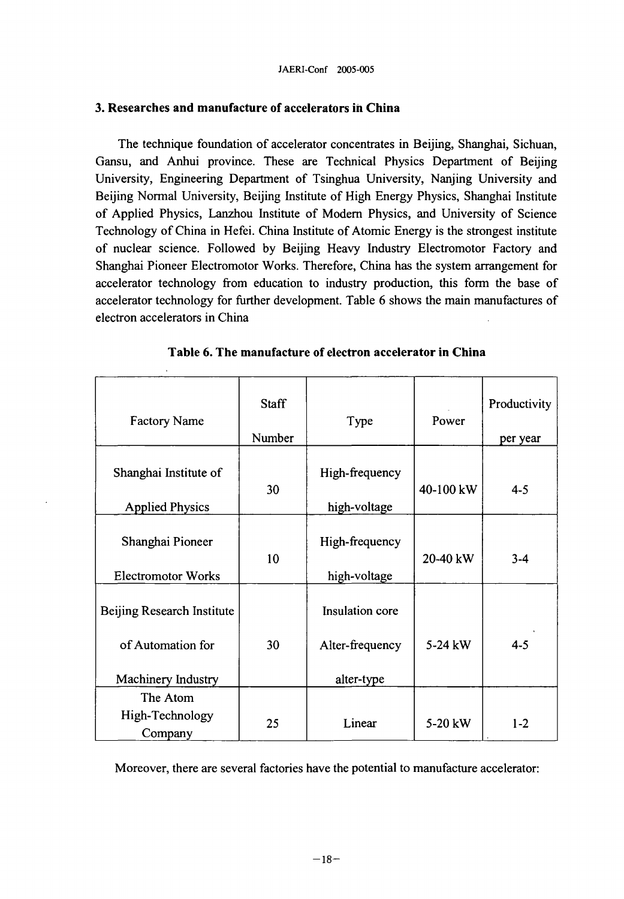## 3. Researches and manufacture of accelerators in China

The technique foundation of accelerator concentrates in Beijing, Shanghai, Sichuan, Gansu, and Anhui province. These are Technical Physics Department of Beijing University, Engineering Department of Tsinghua University, Nanjing University and Beijing Normal University, Beijing Institute of High Energy Physics, Shanghai Institute of Applied Physics, Lanzhou Institute of Modern Physics, and University of Science Technology of China in Hefei. China Institute of Atomic Energy is the strongest institute of nuclear science. Followed by Beijing Heavy Industry Electromotor Factory and Shanghai Pioneer Electromotor Works. Therefore, China has the system arrangement for accelerator technology from education to industry production, this form the base of accelerator technology for further development. Table 6 shows the main manufactures of electron accelerators in China

**Table 6. The manufacture of electron accelerator in China**

| Factory Name | Staff Number | Type | Power | Productivity per year |
|---|---|---|---|---|
| Shanghai Institute of Applied Physics | 30 | High-frequency high-voltage | 40-100 kW | 4-5 |
| Shanghai Pioneer Electromotor Works | 10 | High-frequency high-voltage | 20-40 kW | 3-4 |
| Beijing Research Institute of Automation for Machinery Industry | 30 | Insulation core Alter-frequency alter-type | 5-24 kW | 4-5 |
| The Atom High-Technology Company | 25 | Linear | 5-20 kW | 1-2 |

Moreover, there are several factories have the potential to manufacture accelerator: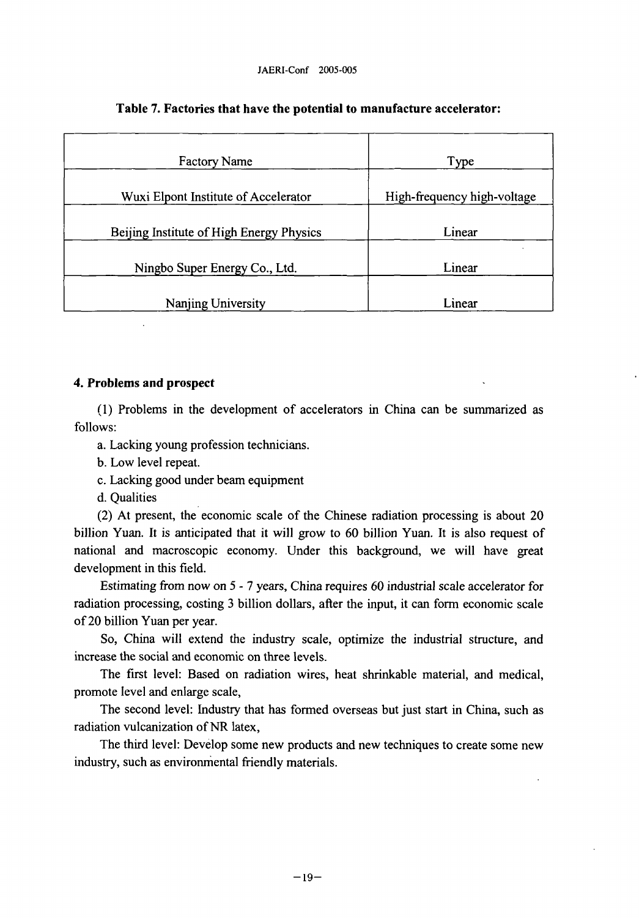**Table 7. Factories that have the potential to manufacture accelerator:**

| Factory Name | Type |
|---|---|
| Wuxi Elpont Institute of Accelerator | High-frequency high-voltage |
| Beijing Institute of High Energy Physics | Linear |
| Ningbo Super Energy Co., Ltd. | Linear |
| Nanjing University | Linear |

## 4. Problems and prospect

(1) Problems in the development of accelerators in China can be summarized as follows:

a. Lacking young profession technicians.

b. Low level repeat.

c. Lacking good under beam equipment

d. Qualities

(2) At present, the economic scale of the Chinese radiation processing is about 20 billion Yuan. It is anticipated that it will grow to 60 billion Yuan. It is also request of national and macroscopic economy. Under this background, we will have great development in this field.

Estimating from now on 5 - 7 years, China requires 60 industrial scale accelerator for radiation processing, costing 3 billion dollars, after the input, it can form economic scale of 20 billion Yuan per year.

So, China will extend the industry scale, optimize the industrial structure, and increase the social and economic on three levels.

The first level: Based on radiation wires, heat shrinkable material, and medical, promote level and enlarge scale,

The second level: Industry that has formed overseas but just start in China, such as radiation vulcanization of NR latex,

The third level: Develop some new products and new techniques to create some new industry, such as environmental friendly materials.